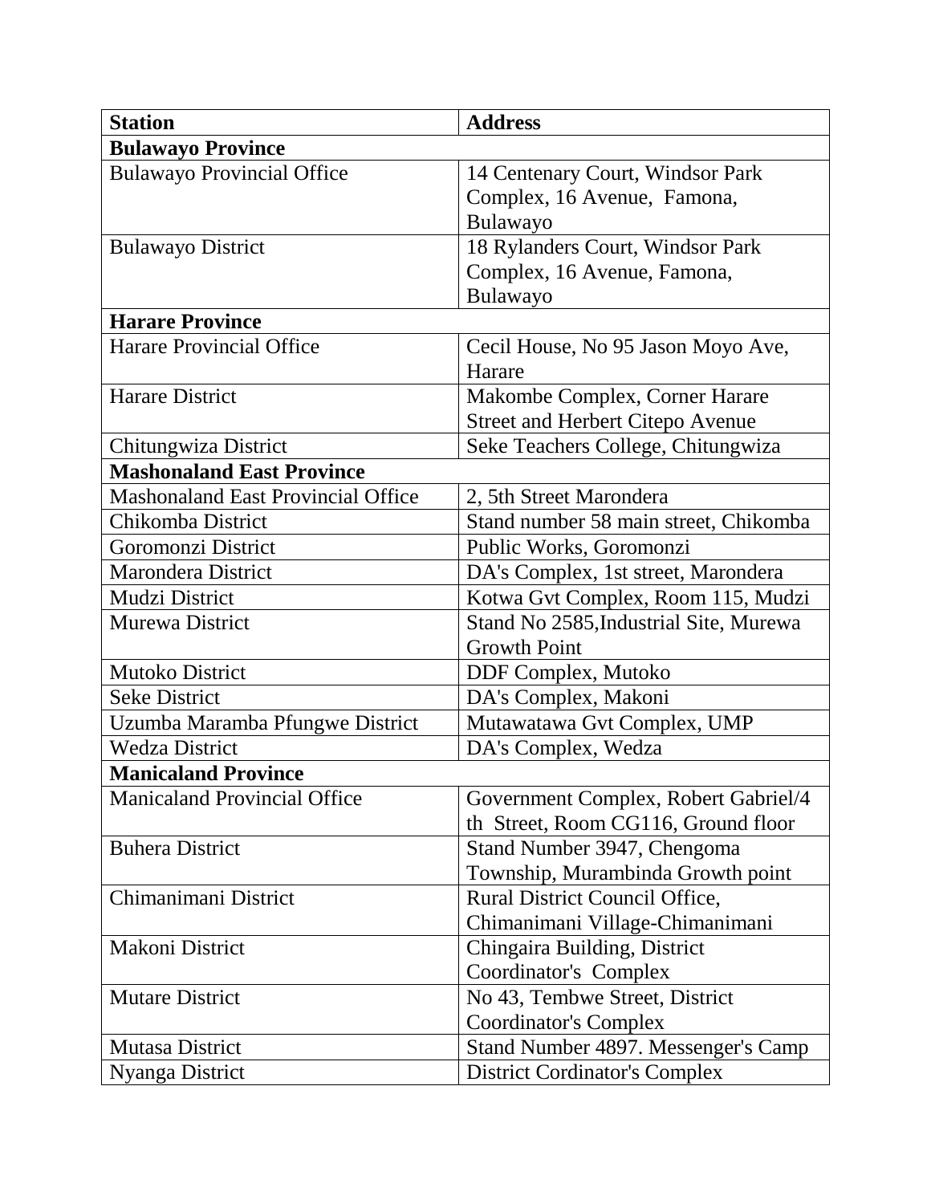| Station | Address |
| --- | --- |
| **Bulawayo Province** | |
| Bulawayo Provincial Office | 14 Centenary Court, Windsor Park Complex, 16 Avenue, Famona, Bulawayo |
| Bulawayo District | 18 Rylanders Court, Windsor Park Complex, 16 Avenue, Famona, Bulawayo |
| **Harare Province** | |
| Harare Provincial Office | Cecil House, No 95 Jason Moyo Ave, Harare |
| Harare District | Makombe Complex, Corner Harare Street and Herbert Citepo Avenue |
| Chitungwiza District | Seke Teachers College, Chitungwiza |
| **Mashonaland East Province** | |
| Mashonaland East Provincial Office | 2, 5th Street Marondera |
| Chikomba District | Stand number 58 main street, Chikomba |
| Goromonzi District | Public Works, Goromonzi |
| Marondera District | DA's Complex, 1st street, Marondera |
| Mudzi District | Kotwa Gvt Complex, Room 115, Mudzi |
| Murewa District | Stand No 2585,Industrial Site, Murewa Growth Point |
| Mutoko District | DDF Complex, Mutoko |
| Seke District | DA's Complex, Makoni |
| Uzumba Maramba Pfungwe District | Mutawatawa Gvt Complex, UMP |
| Wedza District | DA's Complex, Wedza |
| **Manicaland Province** | |
| Manicaland Provincial Office | Government Complex, Robert Gabriel/4 th Street, Room CG116, Ground floor |
| Buhera District | Stand Number 3947, Chengoma Township, Murambinda Growth point |
| Chimanimani District | Rural District Council Office, Chimanimani Village-Chimanimani |
| Makoni District | Chingaira Building, District Coordinator's Complex |
| Mutare District | No 43, Tembwe Street, District Coordinator's Complex |
| Mutasa District | Stand Number 4897. Messenger's Camp |
| Nyanga District | District Cordinator's Complex |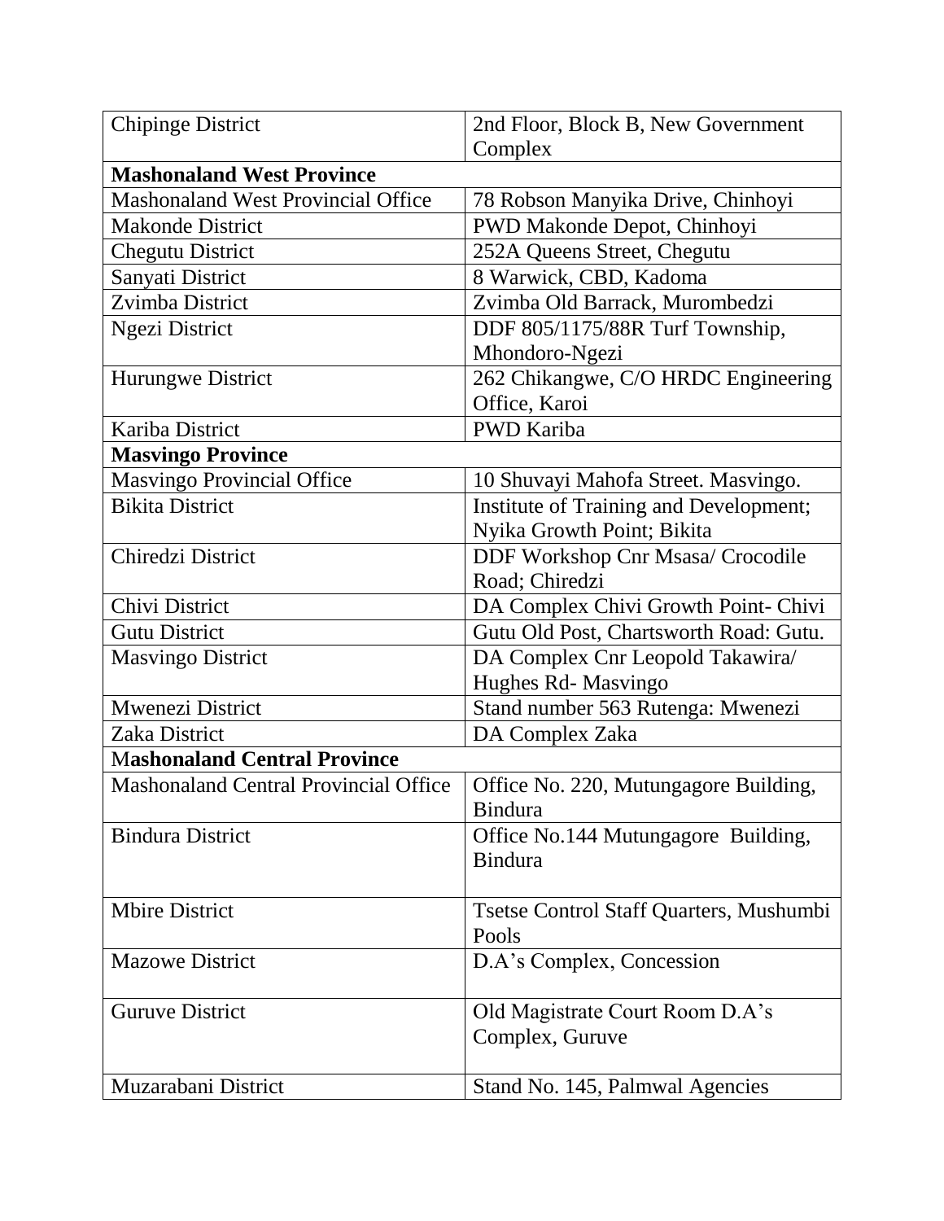| | |
|---|---|
| Chipinge District | 2nd Floor, Block B, New Government Complex |
| **Mashonaland West Province** | |
| Mashonaland West Provincial Office | 78 Robson Manyika Drive, Chinhoyi |
| Makonde District | PWD Makonde Depot, Chinhoyi |
| Chegutu District | 252A Queens Street, Chegutu |
| Sanyati District | 8 Warwick, CBD, Kadoma |
| Zvimba District | Zvimba Old Barrack, Murombedzi |
| Ngezi District | DDF 805/1175/88R Turf Township, Mhondoro-Ngezi |
| Hurungwe District | 262 Chikangwe, C/O HRDC Engineering Office, Karoi |
| Kariba District | PWD Kariba |
| **Masvingo Province** | |
| Masvingo Provincial Office | 10 Shuvayi Mahofa Street. Masvingo. |
| Bikita District | Institute of Training and Development; Nyika Growth Point; Bikita |
| Chiredzi District | DDF Workshop Cnr Msasa/ Crocodile Road; Chiredzi |
| Chivi District | DA Complex Chivi Growth Point- Chivi |
| Gutu District | Gutu Old Post, Chartsworth Road: Gutu. |
| Masvingo District | DA Complex Cnr Leopold Takawira/ Hughes Rd- Masvingo |
| Mwenezi District | Stand number 563 Rutenga: Mwenezi |
| Zaka District | DA Complex Zaka |
| **Mashonaland Central Province** | |
| Mashonaland Central Provincial Office | Office No. 220, Mutungagore Building, Bindura |
| Bindura District | Office No.144 Mutungagore Building, Bindura |
| Mbire District | Tsetse Control Staff Quarters, Mushumbi Pools |
| Mazowe District | D.A's Complex, Concession |
| Guruve District | Old Magistrate Court Room D.A's Complex, Guruve |
| Muzarabani District | Stand No. 145, Palmwal Agencies |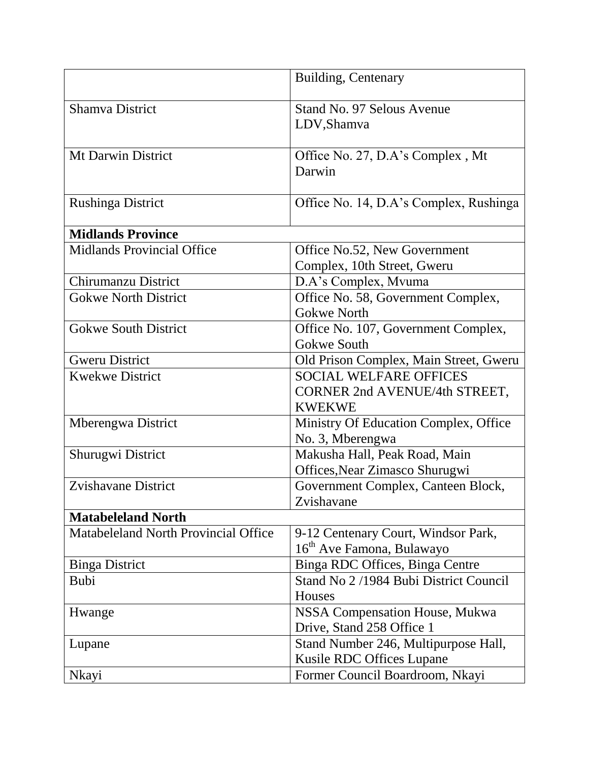| | |
|---|---|
| | Building, Centenary |
| Shamva District | Stand No. 97 Selous Avenue LDV,Shamva |
| Mt Darwin District | Office No. 27, D.A's Complex , Mt Darwin |
| Rushinga District | Office No. 14, D.A's Complex, Rushinga |
| **Midlands Province** | |
| Midlands Provincial Office | Office No.52, New Government Complex, 10th Street, Gweru |
| Chirumanzu District | D.A's Complex, Mvuma |
| Gokwe North District | Office No. 58, Government Complex, Gokwe North |
| Gokwe South District | Office No. 107, Government Complex, Gokwe South |
| Gweru District | Old Prison Complex, Main Street, Gweru |
| Kwekwe District | SOCIAL WELFARE OFFICES CORNER 2nd AVENUE/4th STREET, KWEKWE |
| Mberengwa District | Ministry Of Education Complex, Office No. 3, Mberengwa |
| Shurugwi District | Makusha Hall, Peak Road, Main Offices,Near Zimasco Shurugwi |
| Zvishavane District | Government Complex, Canteen Block, Zvishavane |
| **Matabeleland North** | |
| Matabeleland North Provincial Office | 9-12 Centenary Court, Windsor Park, 16th Ave Famona, Bulawayo |
| Binga District | Binga RDC Offices, Binga Centre |
| Bubi | Stand No 2 /1984 Bubi District Council Houses |
| Hwange | NSSA Compensation House, Mukwa Drive, Stand 258 Office 1 |
| Lupane | Stand Number 246, Multipurpose Hall, Kusile RDC Offices Lupane |
| Nkayi | Former Council Boardroom, Nkayi |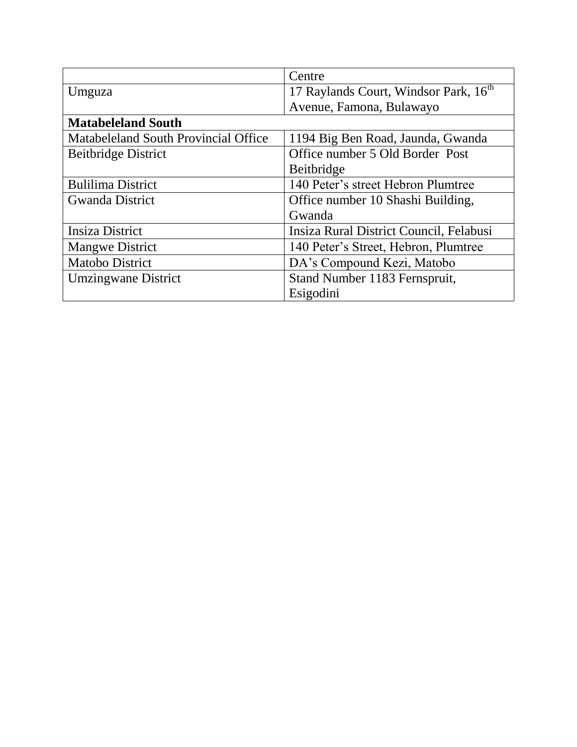| | |
|---|---|
| | Centre |
| Umguza | 17 Raylands Court, Windsor Park, 16th Avenue, Famona, Bulawayo |
| **Matabeleland South** | |
| Matabeleland South Provincial Office | 1194 Big Ben Road, Jaunda, Gwanda |
| Beitbridge District | Office number 5 Old Border Post Beitbridge |
| Bulilima District | 140 Peter's street Hebron Plumtree |
| Gwanda District | Office number 10 Shashi Building, Gwanda |
| Insiza District | Insiza Rural District Council, Felabusi |
| Mangwe District | 140 Peter's Street, Hebron, Plumtree |
| Matobo District | DA's Compound Kezi, Matobo |
| Umzingwane District | Stand Number 1183 Fernspruit, Esigodini |